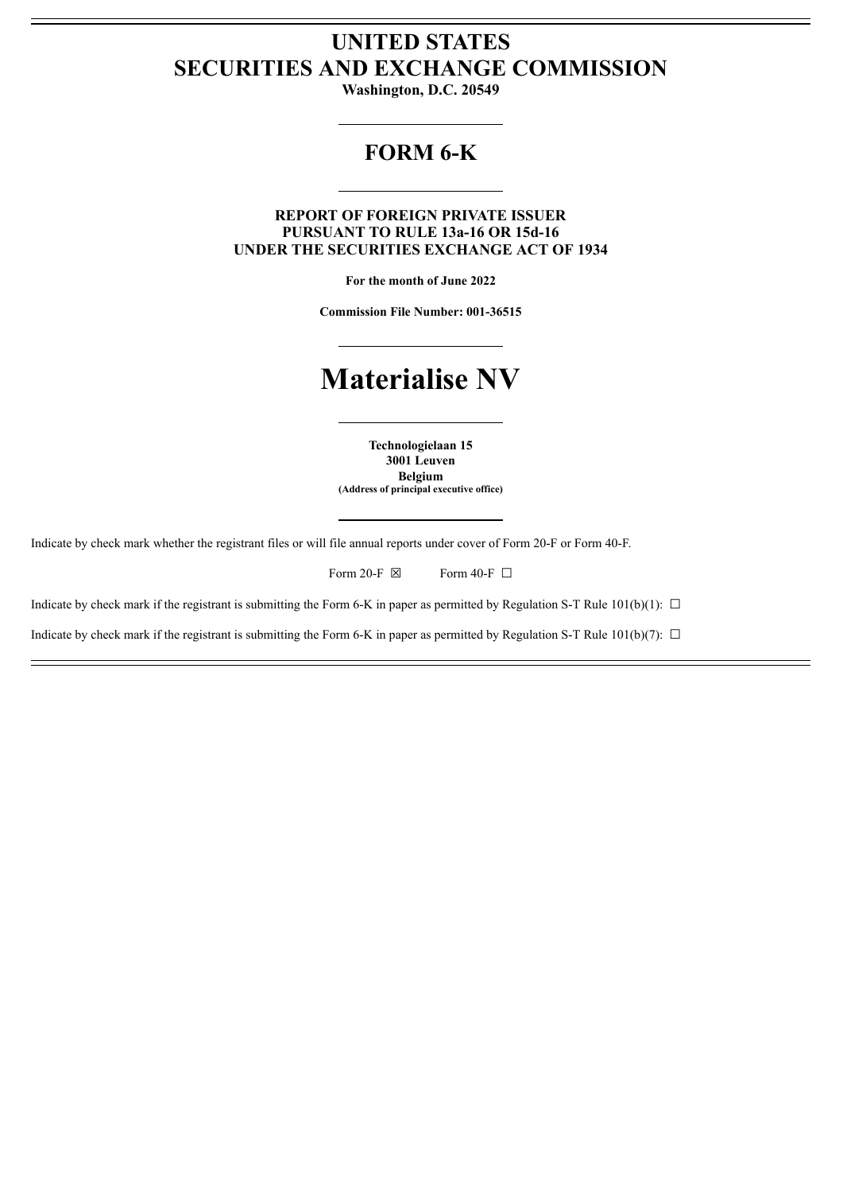# UNITED STATES
# SECURITIES AND EXCHANGE COMMISSION

**Washington, D.C. 20549**

---

## FORM 6-K

---

**REPORT OF FOREIGN PRIVATE ISSUER**
**PURSUANT TO RULE 13a-16 OR 15d-16**
**UNDER THE SECURITIES EXCHANGE ACT OF 1934**

**For the month of June 2022**

**Commission File Number: 001-36515**

---

# Materialise NV

---

**Technologielaan 15**
**3001 Leuven**
**Belgium**
**(Address of principal executive office)**

---

Indicate by check mark whether the registrant files or will file annual reports under cover of Form 20-F or Form 40-F.

Form 20-F ☒ Form 40-F ☐

Indicate by check mark if the registrant is submitting the Form 6-K in paper as permitted by Regulation S-T Rule 101(b)(1): ☐

Indicate by check mark if the registrant is submitting the Form 6-K in paper as permitted by Regulation S-T Rule 101(b)(7): ☐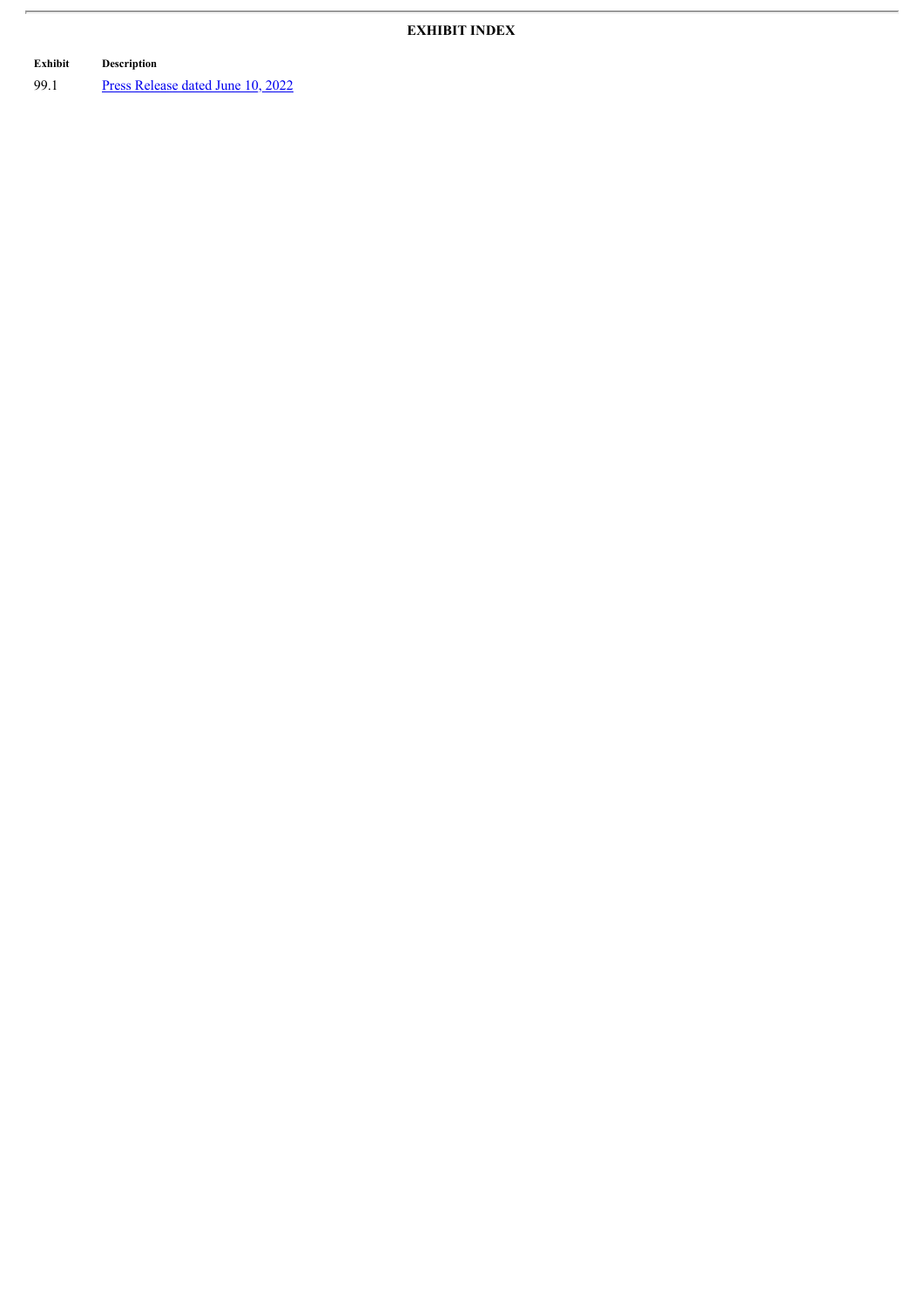## EXHIBIT INDEX

| Exhibit | Description |
|---|---|
| 99.1 | Press Release dated June 10, 2022 |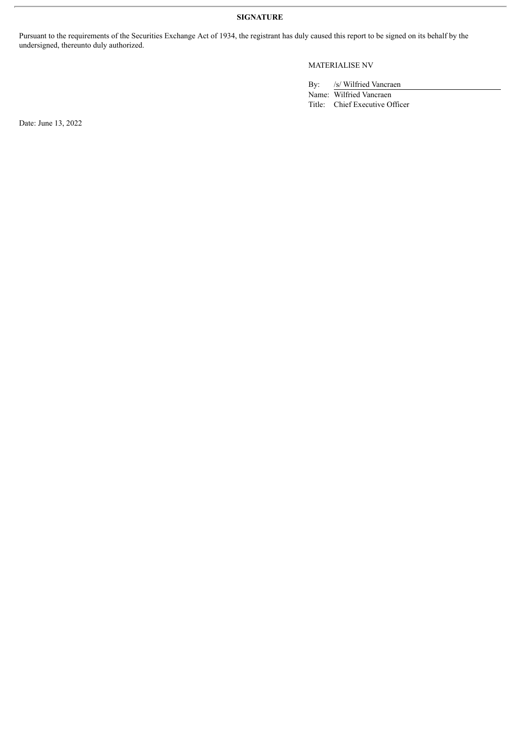**SIGNATURE**

Pursuant to the requirements of the Securities Exchange Act of 1934, the registrant has duly caused this report to be signed on its behalf by the undersigned, thereunto duly authorized.

MATERIALISE NV

By: /s/ Wilfried Vancraen
Name: Wilfried Vancraen
Title: Chief Executive Officer

Date: June 13, 2022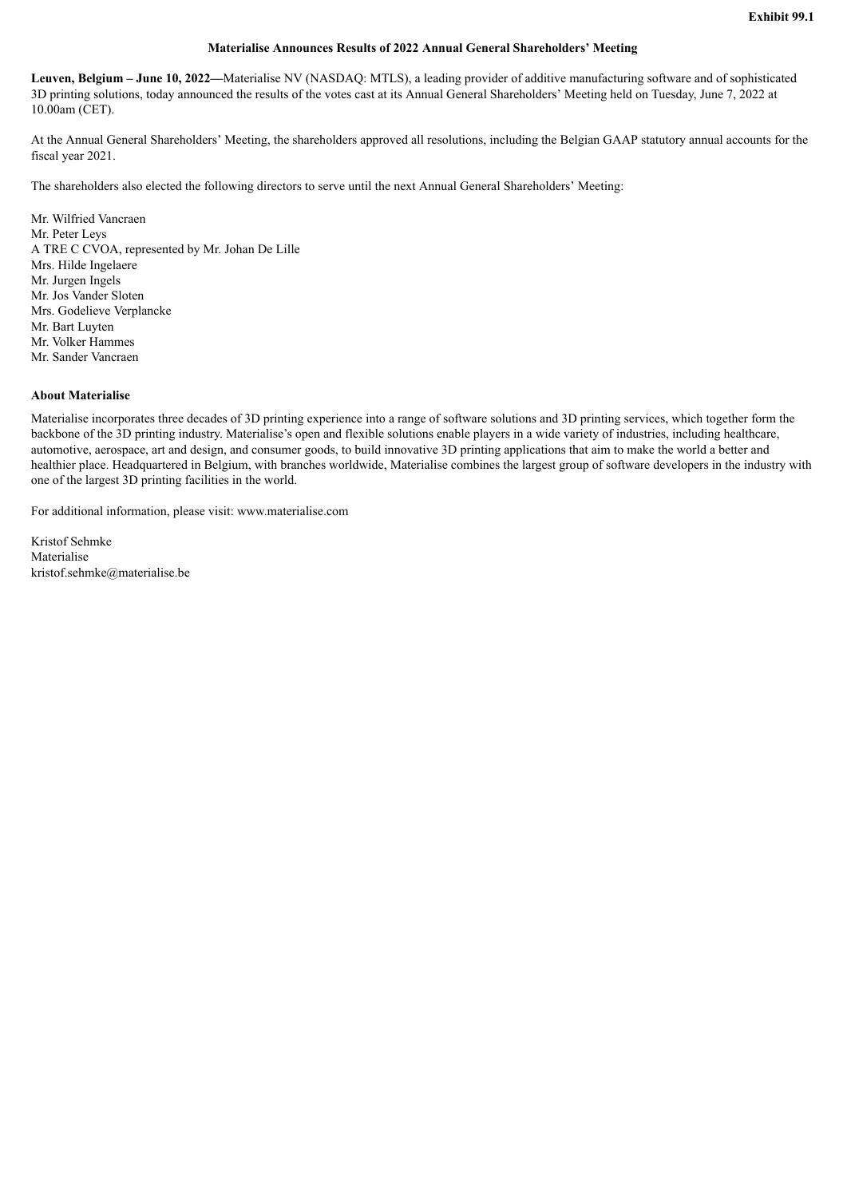Exhibit 99.1

# Materialise Announces Results of 2022 Annual General Shareholders' Meeting

**Leuven, Belgium – June 10, 2022—**Materialise NV (NASDAQ: MTLS), a leading provider of additive manufacturing software and of sophisticated 3D printing solutions, today announced the results of the votes cast at its Annual General Shareholders' Meeting held on Tuesday, June 7, 2022 at 10.00am (CET).

At the Annual General Shareholders' Meeting, the shareholders approved all resolutions, including the Belgian GAAP statutory annual accounts for the fiscal year 2021.

The shareholders also elected the following directors to serve until the next Annual General Shareholders' Meeting:

Mr. Wilfried Vancraen  
Mr. Peter Leys  
A TRE C CVOA, represented by Mr. Johan De Lille  
Mrs. Hilde Ingelaere  
Mr. Jurgen Ingels  
Mr. Jos Vander Sloten  
Mrs. Godelieve Verplancke  
Mr. Bart Luyten  
Mr. Volker Hammes  
Mr. Sander Vancraen

## About Materialise

Materialise incorporates three decades of 3D printing experience into a range of software solutions and 3D printing services, which together form the backbone of the 3D printing industry. Materialise's open and flexible solutions enable players in a wide variety of industries, including healthcare, automotive, aerospace, art and design, and consumer goods, to build innovative 3D printing applications that aim to make the world a better and healthier place. Headquartered in Belgium, with branches worldwide, Materialise combines the largest group of software developers in the industry with one of the largest 3D printing facilities in the world.

For additional information, please visit: www.materialise.com

Kristof Sehmke  
Materialise  
kristof.sehmke@materialise.be